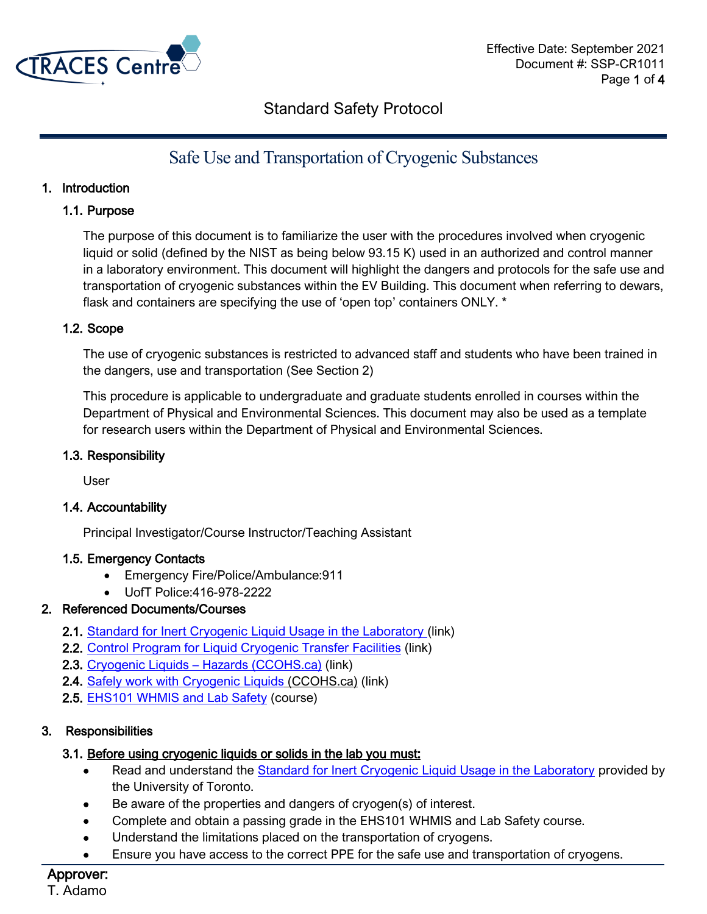Effective Date: September 2021
Document #: SSP-CR1011

Standard Safety Protocol

# Safe Use and Transportation of Cryogenic Substances

## 1. Introduction

### 1.1. Purpose

The purpose of this document is to familiarize the user with the procedures involved when cryogenic liquid or solid (defined by the NIST as being below 93.15 K) used in an authorized and control manner in a laboratory environment. This document will highlight the dangers and protocols for the safe use and transportation of cryogenic substances within the EV Building. This document when referring to dewars, flask and containers are specifying the use of 'open top' containers ONLY. *

### 1.2. Scope

The use of cryogenic substances is restricted to advanced staff and students who have been trained in the dangers, use and transportation (See Section 2)

This procedure is applicable to undergraduate and graduate students enrolled in courses within the Department of Physical and Environmental Sciences. This document may also be used as a template for research users within the Department of Physical and Environmental Sciences.

### 1.3. Responsibility

User

### 1.4. Accountability

Principal Investigator/Course Instructor/Teaching Assistant

### 1.5. Emergency Contacts

- Emergency Fire/Police/Ambulance:911
- UofT Police:416-978-2222

## 2. Referenced Documents/Courses

2.1. Standard for Inert Cryogenic Liquid Usage in the Laboratory (link)
2.2. Control Program for Liquid Cryogenic Transfer Facilities (link)
2.3. Cryogenic Liquids – Hazards (CCOHS.ca) (link)
2.4. Safely work with Cryogenic Liquids (CCOHS.ca) (link)
2.5. EHS101 WHMIS and Lab Safety (course)

## 3. Responsibilities

### 3.1. Before using cryogenic liquids or solids in the lab you must:

- Read and understand the Standard for Inert Cryogenic Liquid Usage in the Laboratory provided by the University of Toronto.
- Be aware of the properties and dangers of cryogen(s) of interest.
- Complete and obtain a passing grade in the EHS101 WHMIS and Lab Safety course.
- Understand the limitations placed on the transportation of cryogens.
- Ensure you have access to the correct PPE for the safe use and transportation of cryogens.

**Approver:**
T. Adamo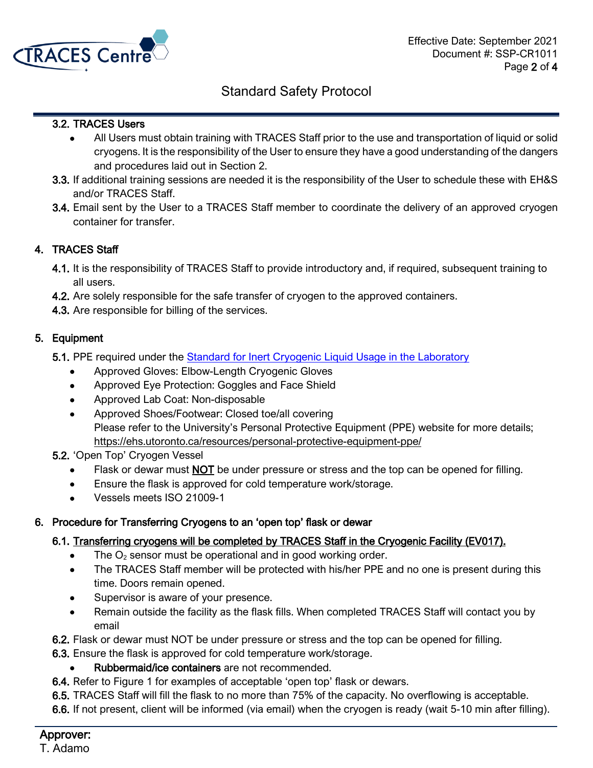### 3.2. TRACES Users

- All Users must obtain training with TRACES Staff prior to the use and transportation of liquid or solid cryogens. It is the responsibility of the User to ensure they have a good understanding of the dangers and procedures laid out in Section 2.

**3.3.** If additional training sessions are needed it is the responsibility of the User to schedule these with EH&S and/or TRACES Staff.

**3.4.** Email sent by the User to a TRACES Staff member to coordinate the delivery of an approved cryogen container for transfer.

## 4. TRACES Staff

**4.1.** It is the responsibility of TRACES Staff to provide introductory and, if required, subsequent training to all users.

**4.2.** Are solely responsible for the safe transfer of cryogen to the approved containers.

**4.3.** Are responsible for billing of the services.

## 5. Equipment

**5.1.** PPE required under the [Standard for Inert Cryogenic Liquid Usage in the Laboratory]

- Approved Gloves: Elbow-Length Cryogenic Gloves
- Approved Eye Protection: Goggles and Face Shield
- Approved Lab Coat: Non-disposable
- Approved Shoes/Footwear: Closed toe/all covering
  Please refer to the University's Personal Protective Equipment (PPE) website for more details; https://ehs.utoronto.ca/resources/personal-protective-equipment-ppe/

**5.2.** 'Open Top' Cryogen Vessel

- Flask or dewar must <u>NOT</u> be under pressure or stress and the top can be opened for filling.
- Ensure the flask is approved for cold temperature work/storage.
- Vessels meets ISO 21009-1

## 6. Procedure for Transferring Cryogens to an 'open top' flask or dewar

**6.1.** <u>**Transferring cryogens will be completed by TRACES Staff in the Cryogenic Facility (EV017).**</u>

- The $O_2$ sensor must be operational and in good working order.
- The TRACES Staff member will be protected with his/her PPE and no one is present during this time. Doors remain opened.
- Supervisor is aware of your presence.
- Remain outside the facility as the flask fills. When completed TRACES Staff will contact you by email

**6.2.** Flask or dewar must NOT be under pressure or stress and the top can be opened for filling.

**6.3.** Ensure the flask is approved for cold temperature work/storage.

- **Rubbermaid/ice containers** are not recommended.

**6.4.** Refer to Figure 1 for examples of acceptable 'open top' flask or dewars.

**6.5.** TRACES Staff will fill the flask to no more than 75% of the capacity. No overflowing is acceptable.

**6.6.** If not present, client will be informed (via email) when the cryogen is ready (wait 5-10 min after filling).

**Approver:**
T. Adamo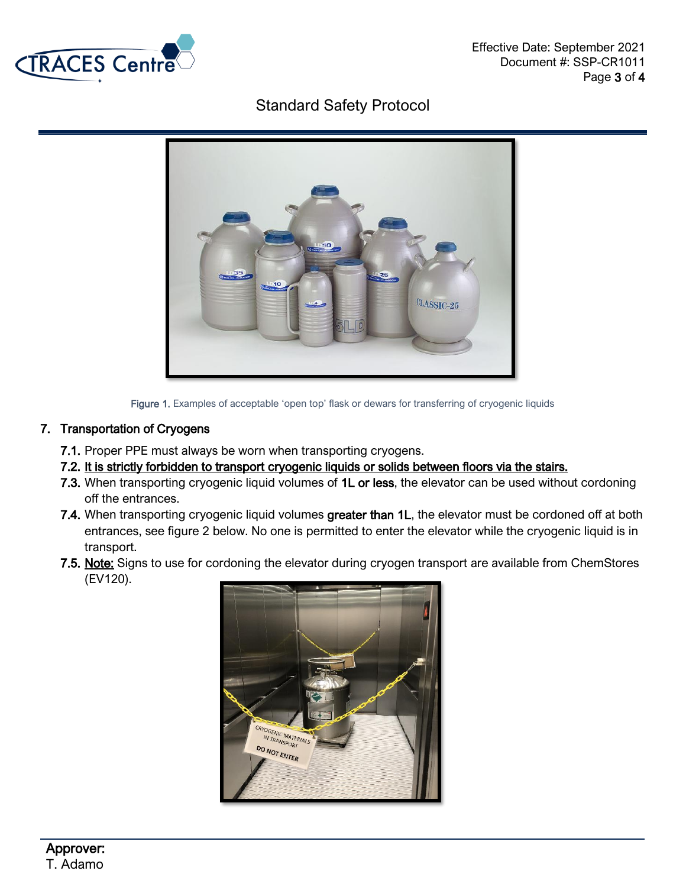Figure 1. Examples of acceptable 'open top' flask or dewars for transferring of cryogenic liquids

## 7. Transportation of Cryogens

**7.1.** Proper PPE must always be worn when transporting cryogens.

**7.2.** **<u>It is strictly forbidden to transport cryogenic liquids or solids between floors via the stairs.</u>**

**7.3.** When transporting cryogenic liquid volumes of **1L or less**, the elevator can be used without cordoning off the entrances.

**7.4.** When transporting cryogenic liquid volumes **greater than 1L**, the elevator must be cordoned off at both entrances, see figure 2 below. No one is permitted to enter the elevator while the cryogenic liquid is in transport.

**7.5.** <u>Note:</u> Signs to use for cordoning the elevator during cryogen transport are available from ChemStores (EV120).

**Approver:**
T. Adamo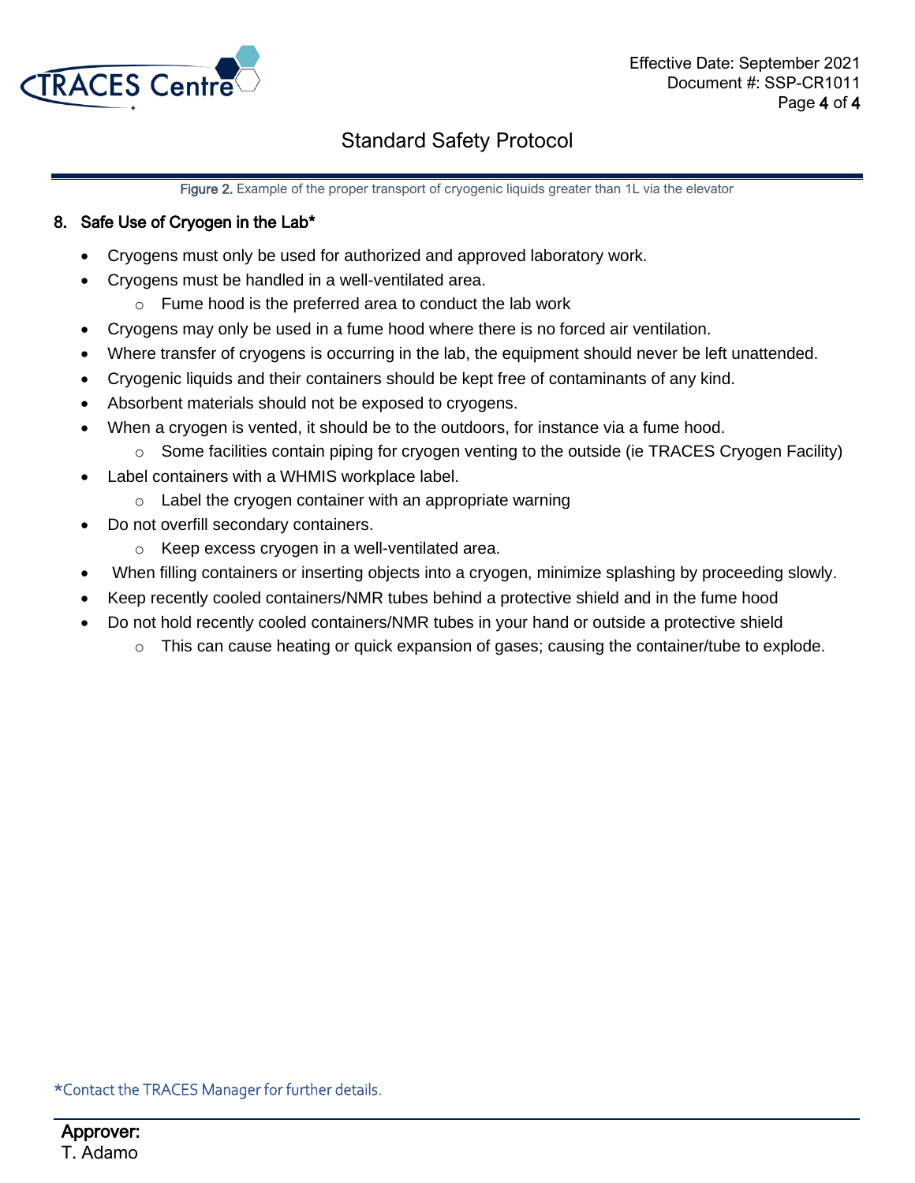Figure 2. Example of the proper transport of cryogenic liquids greater than 1L via the elevator

## 8. Safe Use of Cryogen in the Lab*

- Cryogens must only be used for authorized and approved laboratory work.
- Cryogens must be handled in a well-ventilated area.
  - Fume hood is the preferred area to conduct the lab work
- Cryogens may only be used in a fume hood where there is no forced air ventilation.
- Where transfer of cryogens is occurring in the lab, the equipment should never be left unattended.
- Cryogenic liquids and their containers should be kept free of contaminants of any kind.
- Absorbent materials should not be exposed to cryogens.
- When a cryogen is vented, it should be to the outdoors, for instance via a fume hood.
  - Some facilities contain piping for cryogen venting to the outside (ie TRACES Cryogen Facility)
- Label containers with a WHMIS workplace label.
  - Label the cryogen container with an appropriate warning
- Do not overfill secondary containers.
  - Keep excess cryogen in a well-ventilated area.
- When filling containers or inserting objects into a cryogen, minimize splashing by proceeding slowly.
- Keep recently cooled containers/NMR tubes behind a protective shield and in the fume hood
- Do not hold recently cooled containers/NMR tubes in your hand or outside a protective shield
  - This can cause heating or quick expansion of gases; causing the container/tube to explode.

*Contact the TRACES Manager for further details.

**Approver:**
T. Adamo